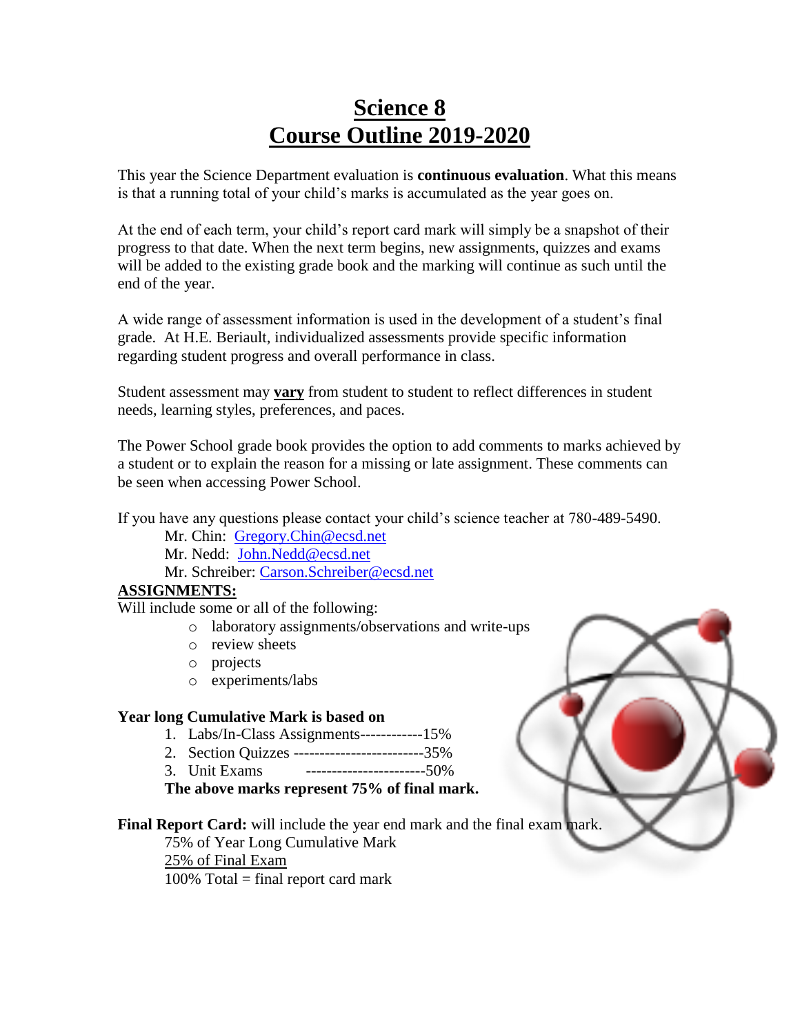# Science 8
# Course Outline 2019-2020

This year the Science Department evaluation is **continuous evaluation**. What this means is that a running total of your child's marks is accumulated as the year goes on.

At the end of each term, your child's report card mark will simply be a snapshot of their progress to that date. When the next term begins, new assignments, quizzes and exams will be added to the existing grade book and the marking will continue as such until the end of the year.

A wide range of assessment information is used in the development of a student's final grade. At H.E. Beriault, individualized assessments provide specific information regarding student progress and overall performance in class.

Student assessment may **vary** from student to student to reflect differences in student needs, learning styles, preferences, and paces.

The Power School grade book provides the option to add comments to marks achieved by a student or to explain the reason for a missing or late assignment. These comments can be seen when accessing Power School.

If you have any questions please contact your child's science teacher at 780-489-5490.

Mr. Chin: Gregory.Chin@ecsd.net
Mr. Nedd: John.Nedd@ecsd.net
Mr. Schreiber: Carson.Schreiber@ecsd.net

**ASSIGNMENTS:**

Will include some or all of the following:

- laboratory assignments/observations and write-ups
- review sheets
- projects
- experiments/labs

**Year long Cumulative Mark is based on**

1. Labs/In-Class Assignments------------15%
2. Section Quizzes -------------------------35%
3. Unit Exams -----------------------50%

**The above marks represent 75% of final mark.**

**Final Report Card:** will include the year end mark and the final exam mark.

75% of Year Long Cumulative Mark
25% of Final Exam
100% Total = final report card mark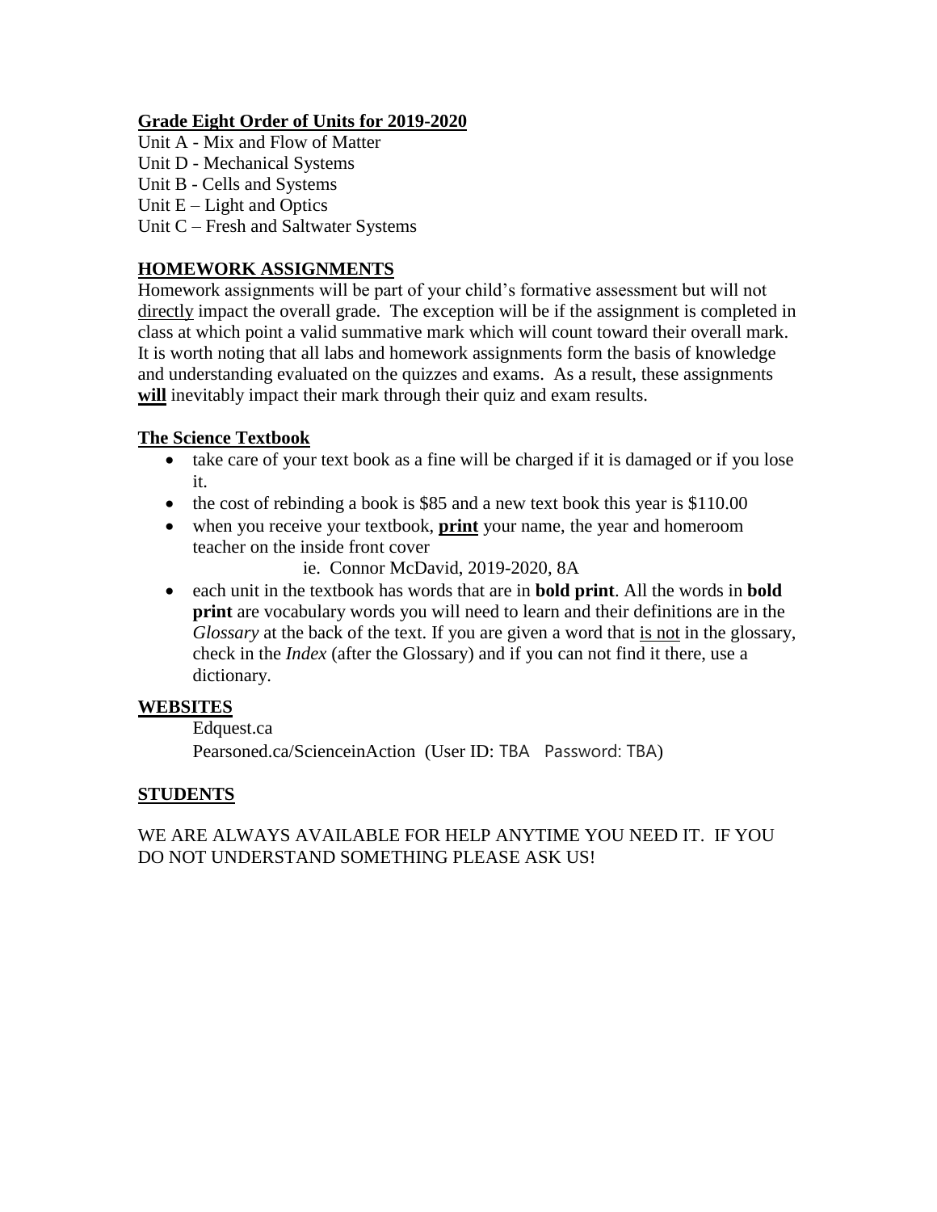## Grade Eight Order of Units for 2019-2020

Unit A - Mix and Flow of Matter
Unit D - Mechanical Systems
Unit B - Cells and Systems
Unit E – Light and Optics
Unit C – Fresh and Saltwater Systems

## HOMEWORK ASSIGNMENTS

Homework assignments will be part of your child's formative assessment but will not directly impact the overall grade. The exception will be if the assignment is completed in class at which point a valid summative mark which will count toward their overall mark. It is worth noting that all labs and homework assignments form the basis of knowledge and understanding evaluated on the quizzes and exams. As a result, these assignments **will** inevitably impact their mark through their quiz and exam results.

## The Science Textbook

- take care of your text book as a fine will be charged if it is damaged or if you lose it.
- the cost of rebinding a book is $85 and a new text book this year is $110.00
- when you receive your textbook, **print** your name, the year and homeroom teacher on the inside front cover

  ie. Connor McDavid, 2019-2020, 8A
- each unit in the textbook has words that are in **bold print**. All the words in **bold print** are vocabulary words you will need to learn and their definitions are in the *Glossary* at the back of the text. If you are given a word that is not in the glossary, check in the *Index* (after the Glossary) and if you can not find it there, use a dictionary.

## WEBSITES

Edquest.ca
Pearsoned.ca/ScienceinAction (User ID: TBA Password: TBA)

## STUDENTS

WE ARE ALWAYS AVAILABLE FOR HELP ANYTIME YOU NEED IT. IF YOU DO NOT UNDERSTAND SOMETHING PLEASE ASK US!